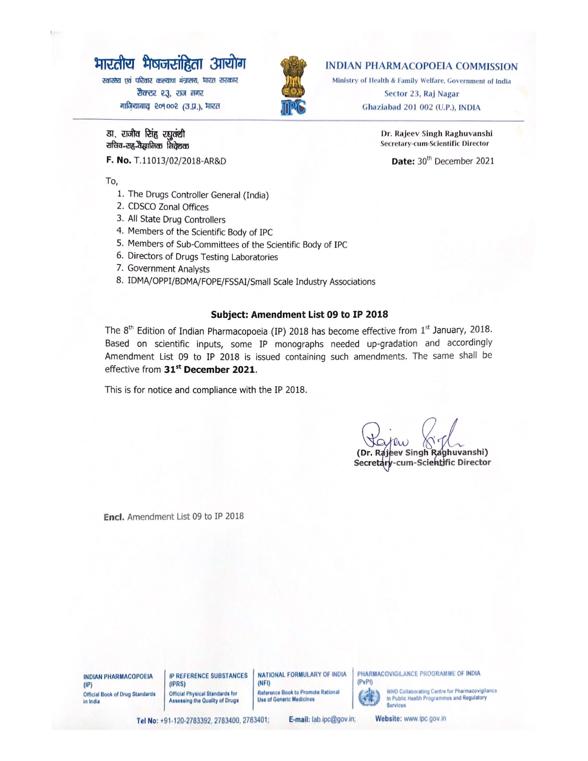भारतीय भेषजसंहिता आयोग
स्वास्थ्य एवं परिवार कल्याण मंत्रालय, भारत सरकार
सैक्टर २३, राज नगर
गाज़ियाबाद २०१००२ (उ.प्र.), भारत

**INDIAN PHARMACOPOEIA COMMISSION**
Ministry of Health & Family Welfare, Government of India
Sector 23, Raj Nagar
Ghaziabad 201 002 (U.P.), INDIA

डा. राजीव सिंह रघुवंशी
सचिव-सह-वैज्ञानिक निदेशक

Dr. Rajeev Singh Raghuvanshi
Secretary-cum-Scientific Director

**F. No.** T.11013/02/2018-AR&D

**Date:** 30th December 2021

To,

1. The Drugs Controller General (India)
2. CDSCO Zonal Offices
3. All State Drug Controllers
4. Members of the Scientific Body of IPC
5. Members of Sub-Committees of the Scientific Body of IPC
6. Directors of Drugs Testing Laboratories
7. Government Analysts
8. IDMA/OPPI/BDMA/FOPE/FSSAI/Small Scale Industry Associations

**Subject: Amendment List 09 to IP 2018**

The 8th Edition of Indian Pharmacopoeia (IP) 2018 has become effective from 1st January, 2018. Based on scientific inputs, some IP monographs needed up-gradation and accordingly Amendment List 09 to IP 2018 is issued containing such amendments. The same shall be effective from **31st December 2021**.

This is for notice and compliance with the IP 2018.

**(Dr. Rajeev Singh Raghuvanshi)**
**Secretary-cum-Scientific Director**

**Encl.** Amendment List 09 to IP 2018

**INDIAN PHARMACOPOEIA (IP)** Official Book of Drug Standards in India | **IP REFERENCE SUBSTANCES (IPRS)** Official Physical Standards for Assessing the Quality of Drugs | **NATIONAL FORMULARY OF INDIA (NFI)** Reference Book to Promote Rational Use of Generic Medicines | **PHARMACOVIGILANCE PROGRAMME OF INDIA (PvPI)** WHO Collaborating Centre for Pharmacovigilance in Public Health Programmes and Regulatory Services

**Tel No:** +91-120-2783392, 2783400, 2783401; **E-mail:** lab.ipc@gov.in; **Website:** www.ipc.gov.in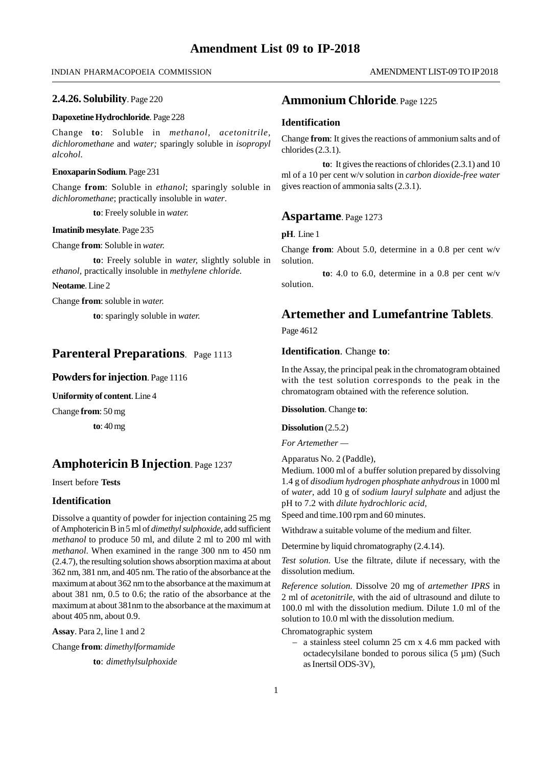# Amendment List 09 to IP-2018

## 2.4.26. Solubility. Page 220

**Dapoxetine Hydrochloride**. Page 228

Change **to**: Soluble in *methanol, acetonitrile, dichloromethane* and *water;* sparingly soluble in *isopropyl alcohol.*

**Enoxaparin Sodium**. Page 231

Change **from**: Soluble in *ethanol*; sparingly soluble in *dichloromethane*; practically insoluble in *water*.

**to**: Freely soluble in *water.*

**Imatinib mesylate**. Page 235

Change **from**: Soluble in *water.*

**to**: Freely soluble in *water,* slightly soluble in *ethanol*, practically insoluble in *methylene chloride.*

**Neotame**. Line 2

Change **from**: soluble in *water.*

**to**: sparingly soluble in *water.*

## Parenteral Preparations. Page 1113

### Powders for injection. Page 1116

**Uniformity of content**. Line 4

Change **from**: 50 mg

**to**: 40 mg

## Amphotericin B Injection. Page 1237

Insert before **Tests**

### Identification

Dissolve a quantity of powder for injection containing 25 mg of Amphotericin B in 5 ml of *dimethyl sulphoxide*, add sufficient *methanol* to produce 50 ml, and dilute 2 ml to 200 ml with *methanol*. When examined in the range 300 nm to 450 nm (2.4.7), the resulting solution shows absorption maxima at about 362 nm, 381 nm, and 405 nm. The ratio of the absorbance at the maximum at about 362 nm to the absorbance at the maximum at about 381 nm, 0.5 to 0.6; the ratio of the absorbance at the maximum at about 381nm to the absorbance at the maximum at about 405 nm, about 0.9.

**Assay**. Para 2, line 1 and 2

Change **from**: *dimethylformamide*

**to**: *dimethylsulphoxide*

## Ammonium Chloride. Page 1225

### Identification

Change **from**: It gives the reactions of ammonium salts and of chlorides (2.3.1).

**to**: It gives the reactions of chlorides (2.3.1) and 10 ml of a 10 per cent w/v solution in *carbon dioxide-free water* gives reaction of ammonia salts (2.3.1).

## Aspartame. Page 1273

**pH**. Line 1

Change **from**: About 5.0, determine in a 0.8 per cent w/v solution.

**to**: 4.0 to 6.0, determine in a 0.8 per cent w/v solution.

## Artemether and Lumefantrine Tablets.

Page 4612

### Identification. Change **to**:

In the Assay, the principal peak in the chromatogram obtained with the test solution corresponds to the peak in the chromatogram obtained with the reference solution.

**Dissolution**. Change **to**:

**Dissolution** (2.5.2)

*For Artemether —*

Apparatus No. 2 (Paddle),
Medium. 1000 ml of a buffer solution prepared by dissolving 1.4 g of *disodium hydrogen phosphate anhydrous* in 1000 ml of *water*, add 10 g of *sodium lauryl sulphate* and adjust the pH to 7.2 with *dilute hydrochloric acid*,
Speed and time.100 rpm and 60 minutes.

Withdraw a suitable volume of the medium and filter.

Determine by liquid chromatography (2.4.14).

*Test solution.* Use the filtrate, dilute if necessary, with the dissolution medium.

*Reference solution.* Dissolve 20 mg of *artemether IPRS* in 2 ml of *acetonitrile*, with the aid of ultrasound and dilute to 100.0 ml with the dissolution medium. Dilute 1.0 ml of the solution to 10.0 ml with the dissolution medium.

Chromatographic system

- a stainless steel column 25 cm x 4.6 mm packed with octadecylsilane bonded to porous silica (5 µm) (Such as Inertsil ODS-3V),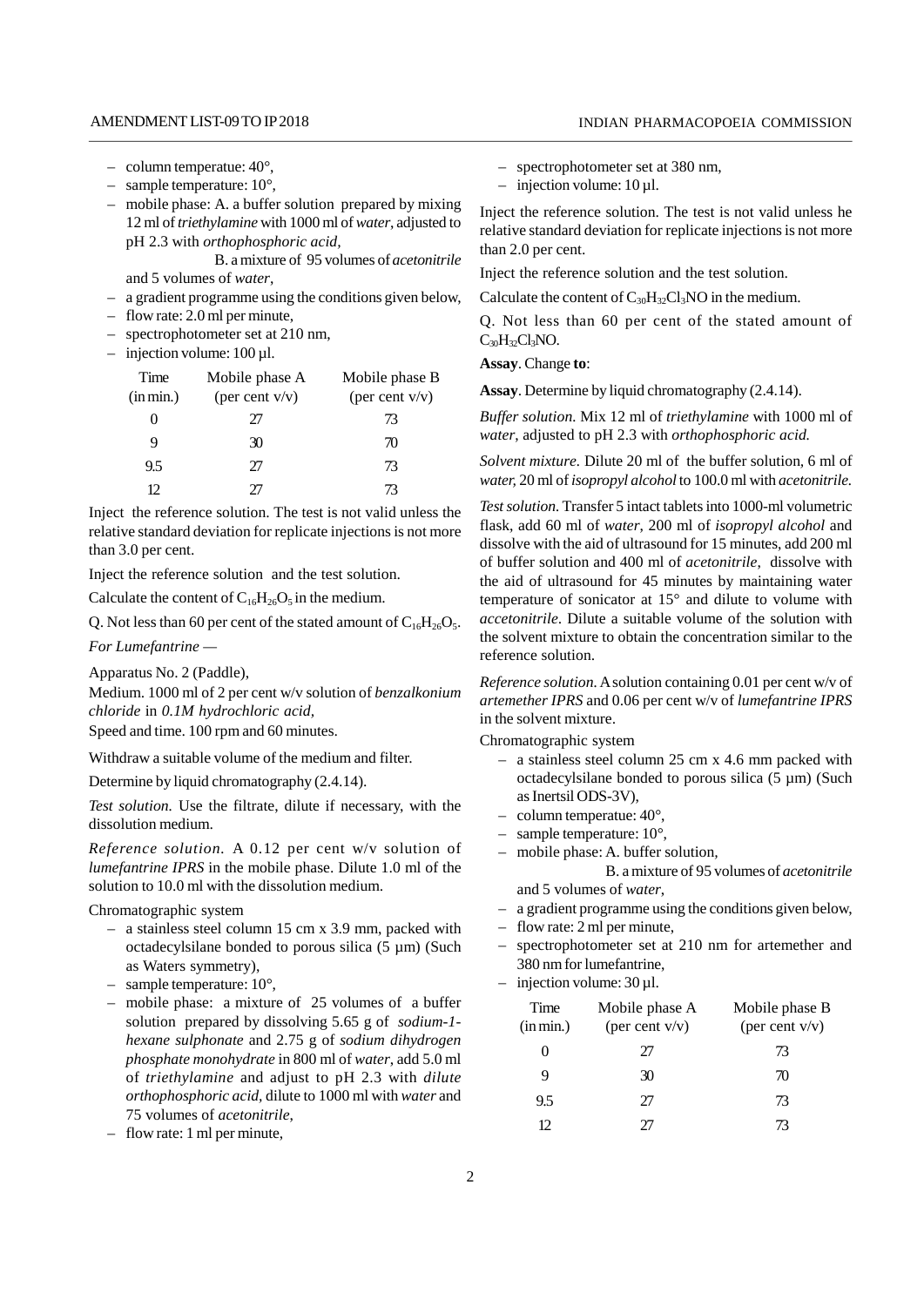– column temperatue: 40°,
– sample temperature: 10°,
– mobile phase: A. a buffer solution prepared by mixing 12 ml of *triethylamine* with 1000 ml of *water*, adjusted to pH 2.3 with *orthophosphoric acid*,

B. a mixture of 95 volumes of *acetonitrile* and 5 volumes of *water*,

– a gradient programme using the conditions given below,
– flow rate: 2.0 ml per minute,
– spectrophotometer set at 210 nm,
– injection volume: 100 µl.

| Time (in min.) | Mobile phase A (per cent v/v) | Mobile phase B (per cent v/v) |
|---|---|---|
| 0 | 27 | 73 |
| 9 | 30 | 70 |
| 9.5 | 27 | 73 |
| 12 | 27 | 73 |

Inject the reference solution. The test is not valid unless the relative standard deviation for replicate injections is not more than 3.0 per cent.

Inject the reference solution and the test solution.

Calculate the content of $C_{16}H_{26}O_5$ in the medium.

Q. Not less than 60 per cent of the stated amount of $C_{16}H_{26}O_5$.

*For Lumefantrine —*

Apparatus No. 2 (Paddle),

Medium. 1000 ml of 2 per cent w/v solution of *benzalkonium chloride* in *0.1M hydrochloric acid,*

Speed and time. 100 rpm and 60 minutes.

Withdraw a suitable volume of the medium and filter.

Determine by liquid chromatography (2.4.14).

*Test solution.* Use the filtrate, dilute if necessary, with the dissolution medium.

*Reference solution.* A 0.12 per cent w/v solution of *lumefantrine IPRS* in the mobile phase. Dilute 1.0 ml of the solution to 10.0 ml with the dissolution medium.

Chromatographic system

– a stainless steel column 15 cm x 3.9 mm, packed with octadecylsilane bonded to porous silica (5 µm) (Such as Waters symmetry),
– sample temperature: 10°,
– mobile phase: a mixture of 25 volumes of a buffer solution prepared by dissolving 5.65 g of *sodium-1-hexane sulphonate* and 2.75 g of *sodium dihydrogen phosphate monohydrate* in 800 ml of *water*, add 5.0 ml of *triethylamine* and adjust to pH 2.3 with *dilute orthophosphoric acid*, dilute to 1000 ml with *water* and 75 volumes of *acetonitrile*,
– flow rate: 1 ml per minute,
– spectrophotometer set at 380 nm,
– injection volume: 10 µl.

Inject the reference solution. The test is not valid unless he relative standard deviation for replicate injections is not more than 2.0 per cent.

Inject the reference solution and the test solution.

Calculate the content of $C_{30}H_{32}Cl_3NO$ in the medium.

Q. Not less than 60 per cent of the stated amount of $C_{30}H_{32}Cl_3NO$.

**Assay**. Change **to**:

**Assay**. Determine by liquid chromatography (2.4.14).

*Buffer solution.* Mix 12 ml of *triethylamine* with 1000 ml of *water*, adjusted to pH 2.3 with *orthophosphoric acid.*

*Solvent mixture.* Dilute 20 ml of the buffer solution, 6 ml of *water*, 20 ml of *isopropyl alcohol* to 100.0 ml with *acetonitrile.*

*Test solution.* Transfer 5 intact tablets into 1000-ml volumetric flask, add 60 ml of *water*, 200 ml of *isopropyl alcohol* and dissolve with the aid of ultrasound for 15 minutes, add 200 ml of buffer solution and 400 ml of *acetonitrile*, dissolve with the aid of ultrasound for 45 minutes by maintaining water temperature of sonicator at 15° and dilute to volume with *accetonitrile*. Dilute a suitable volume of the solution with the solvent mixture to obtain the concentration similar to the reference solution.

*Reference solution.* A solution containing 0.01 per cent w/v of *artemether IPRS* and 0.06 per cent w/v of *lumefantrine IPRS* in the solvent mixture.

Chromatographic system

– a stainless steel column 25 cm x 4.6 mm packed with octadecylsilane bonded to porous silica (5 µm) (Such as Inertsil ODS-3V),
– column temperatue: 40°,
– sample temperature: 10°,
– mobile phase: A. buffer solution,

B. a mixture of 95 volumes of *acetonitrile* and 5 volumes of *water*,

– a gradient programme using the conditions given below,
– flow rate: 2 ml per minute,
– spectrophotometer set at 210 nm for artemether and 380 nm for lumefantrine,
– injection volume: 30 µl.

| Time (in min.) | Mobile phase A (per cent v/v) | Mobile phase B (per cent v/v) |
|---|---|---|
| 0 | 27 | 73 |
| 9 | 30 | 70 |
| 9.5 | 27 | 73 |
| 12 | 27 | 73 |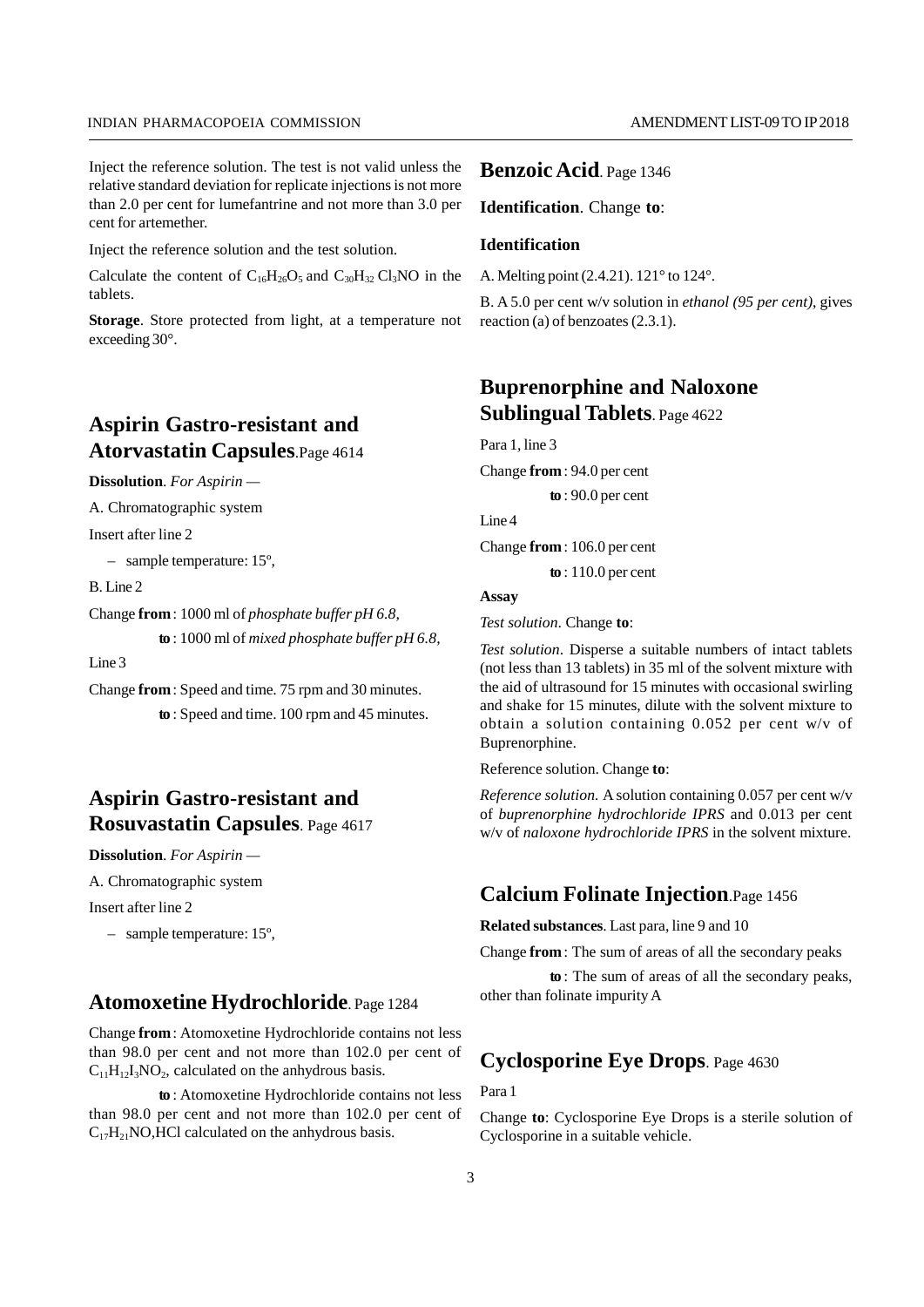Inject the reference solution. The test is not valid unless the relative standard deviation for replicate injections is not more than 2.0 per cent for lumefantrine and not more than 3.0 per cent for artemether.

Inject the reference solution and the test solution.

Calculate the content of $C_{16}H_{26}O_5$ and $C_{30}H_{32}Cl_3NO$ in the tablets.

**Storage**. Store protected from light, at a temperature not exceeding 30°.

## Aspirin Gastro-resistant and Atorvastatin Capsules. Page 4614

**Dissolution**. *For Aspirin* —

A. Chromatographic system

Insert after line 2

– sample temperature: 15º,

B. Line 2

Change **from** : 1000 ml of *phosphate buffer pH 6.8,*

**to** : 1000 ml of *mixed phosphate buffer pH 6.8,*

Line 3

Change **from** : Speed and time. 75 rpm and 30 minutes.

**to** : Speed and time. 100 rpm and 45 minutes.

## Aspirin Gastro-resistant and Rosuvastatin Capsules. Page 4617

**Dissolution**. *For Aspirin* —

A. Chromatographic system

Insert after line 2

– sample temperature: 15º,

## Atomoxetine Hydrochloride. Page 1284

Change **from** : Atomoxetine Hydrochloride contains not less than 98.0 per cent and not more than 102.0 per cent of $C_{11}H_{12}I_3NO_2$, calculated on the anhydrous basis.

**to** : Atomoxetine Hydrochloride contains not less than 98.0 per cent and not more than 102.0 per cent of $C_{17}H_{21}NO$,HCl calculated on the anhydrous basis.

## Benzoic Acid. Page 1346

**Identification**. Change **to**:

**Identification**

A. Melting point (2.4.21). 121° to 124°.

B. A 5.0 per cent w/v solution in *ethanol (95 per cent)*, gives reaction (a) of benzoates (2.3.1).

## Buprenorphine and Naloxone Sublingual Tablets. Page 4622

Para 1, line 3

Change **from** : 94.0 per cent

**to** : 90.0 per cent

Line 4

Change **from** : 106.0 per cent

**to** : 110.0 per cent

**Assay**

*Test solution*. Change **to**:

*Test solution*. Disperse a suitable numbers of intact tablets (not less than 13 tablets) in 35 ml of the solvent mixture with the aid of ultrasound for 15 minutes with occasional swirling and shake for 15 minutes, dilute with the solvent mixture to obtain a solution containing 0.052 per cent w/v of Buprenorphine.

Reference solution. Change **to**:

*Reference solution.* A solution containing 0.057 per cent w/v of *buprenorphine hydrochloride IPRS* and 0.013 per cent w/v of *naloxone hydrochloride IPRS* in the solvent mixture.

## Calcium Folinate Injection. Page 1456

**Related substances**. Last para, line 9 and 10

Change **from** : The sum of areas of all the secondary peaks

**to** : The sum of areas of all the secondary peaks, other than folinate impurity A

## Cyclosporine Eye Drops. Page 4630

Para 1

Change **to**: Cyclosporine Eye Drops is a sterile solution of Cyclosporine in a suitable vehicle.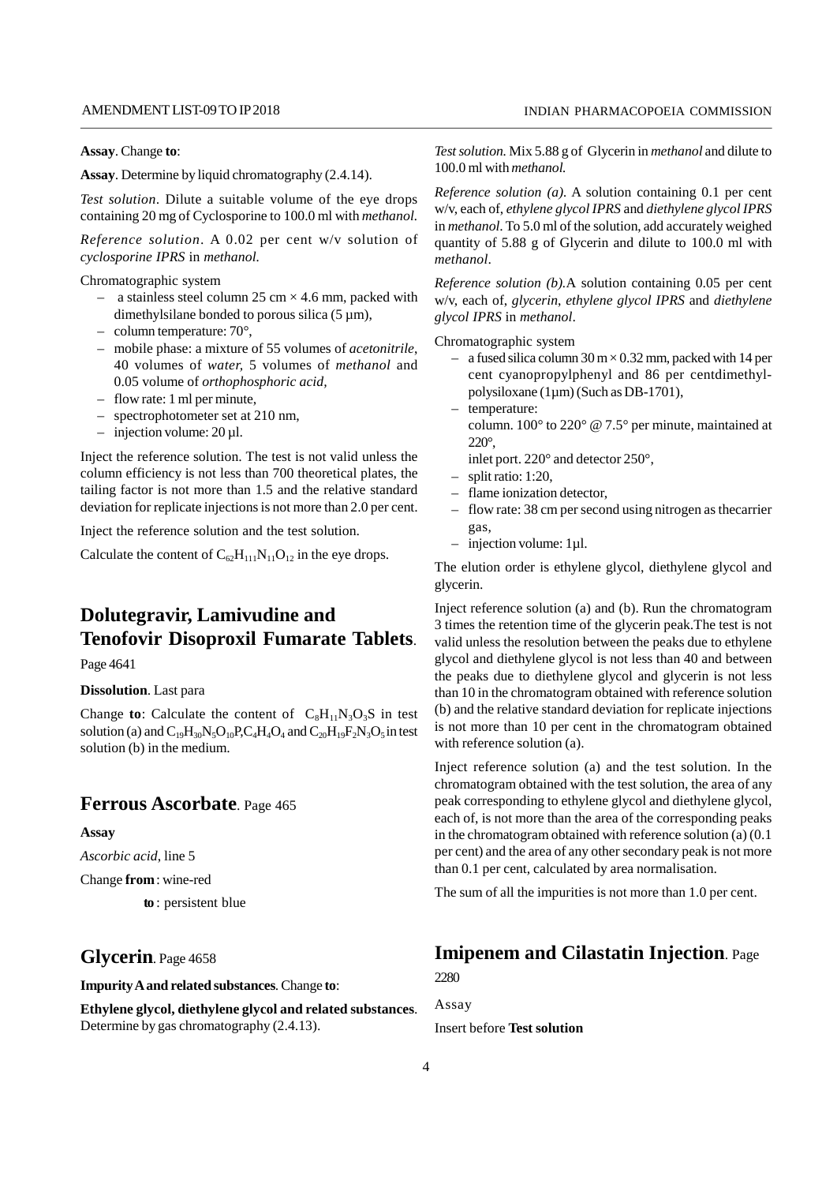**Assay**. Change **to**:

**Assay**. Determine by liquid chromatography (2.4.14).

*Test solution*. Dilute a suitable volume of the eye drops containing 20 mg of Cyclosporine to 100.0 ml with *methanol*.

*Reference solution*. A 0.02 per cent w/v solution of *cyclosporine IPRS* in *methanol*.

Chromatographic system

- a stainless steel column 25 cm × 4.6 mm, packed with dimethylsilane bonded to porous silica (5 µm),
- column temperature: 70°,
- mobile phase: a mixture of 55 volumes of *acetonitrile*, 40 volumes of *water,* 5 volumes of *methanol* and 0.05 volume of *orthophosphoric acid*,
- flow rate: 1 ml per minute,
- spectrophotometer set at 210 nm,
- injection volume: 20 µl.

Inject the reference solution. The test is not valid unless the column efficiency is not less than 700 theoretical plates, the tailing factor is not more than 1.5 and the relative standard deviation for replicate injections is not more than 2.0 per cent.

Inject the reference solution and the test solution.

Calculate the content of $C_{62}H_{111}N_{11}O_{12}$ in the eye drops.

## Dolutegravir, Lamivudine and Tenofovir Disoproxil Fumarate Tablets.

Page 4641

**Dissolution**. Last para

Change **to**: Calculate the content of $C_8H_{11}N_3O_3S$ in test solution (a) and $C_{19}H_{30}N_5O_{10}P$,$C_4H_4O_4$ and $C_{20}H_{19}F_2N_3O_5$ in test solution (b) in the medium.

## Ferrous Ascorbate. Page 465

**Assay**

*Ascorbic acid*, line 5

Change **from** : wine-red

**to** : persistent blue

## Glycerin. Page 4658

**Impurity A and related substances**. Change **to**:

**Ethylene glycol, diethylene glycol and related substances**. Determine by gas chromatography (2.4.13).

*Test solution.* Mix 5.88 g of Glycerin in *methanol* and dilute to 100.0 ml with *methanol.*

*Reference solution (a).* A solution containing 0.1 per cent w/v, each of, *ethylene glycol IPRS* and *diethylene glycol IPRS* in *methanol*. To 5.0 ml of the solution, add accurately weighed quantity of 5.88 g of Glycerin and dilute to 100.0 ml with *methanol*.

*Reference solution (b).*A solution containing 0.05 per cent w/v, each of, *glycerin*, *ethylene glycol IPRS* and *diethylene glycol IPRS* in *methanol*.

Chromatographic system

- a fused silica column 30 m × 0.32 mm, packed with 14 per cent cyanopropylphenyl and 86 per centdimethyl-polysiloxane (1µm) (Such as DB-1701),
- temperature:
  column. 100° to 220° @ 7.5° per minute, maintained at 220°,
  inlet port. 220° and detector 250°,
- split ratio: 1:20,
- flame ionization detector,
- flow rate: 38 cm per second using nitrogen as thecarrier gas,
- injection volume: 1µl.

The elution order is ethylene glycol, diethylene glycol and glycerin.

Inject reference solution (a) and (b). Run the chromatogram 3 times the retention time of the glycerin peak.The test is not valid unless the resolution between the peaks due to ethylene glycol and diethylene glycol is not less than 40 and between the peaks due to diethylene glycol and glycerin is not less than 10 in the chromatogram obtained with reference solution (b) and the relative standard deviation for replicate injections is not more than 10 per cent in the chromatogram obtained with reference solution (a).

Inject reference solution (a) and the test solution. In the chromatogram obtained with the test solution, the area of any peak corresponding to ethylene glycol and diethylene glycol, each of, is not more than the area of the corresponding peaks in the chromatogram obtained with reference solution (a) (0.1 per cent) and the area of any other secondary peak is not more than 0.1 per cent, calculated by area normalisation.

The sum of all the impurities is not more than 1.0 per cent.

## Imipenem and Cilastatin Injection. Page 2280

Assay

Insert before **Test solution**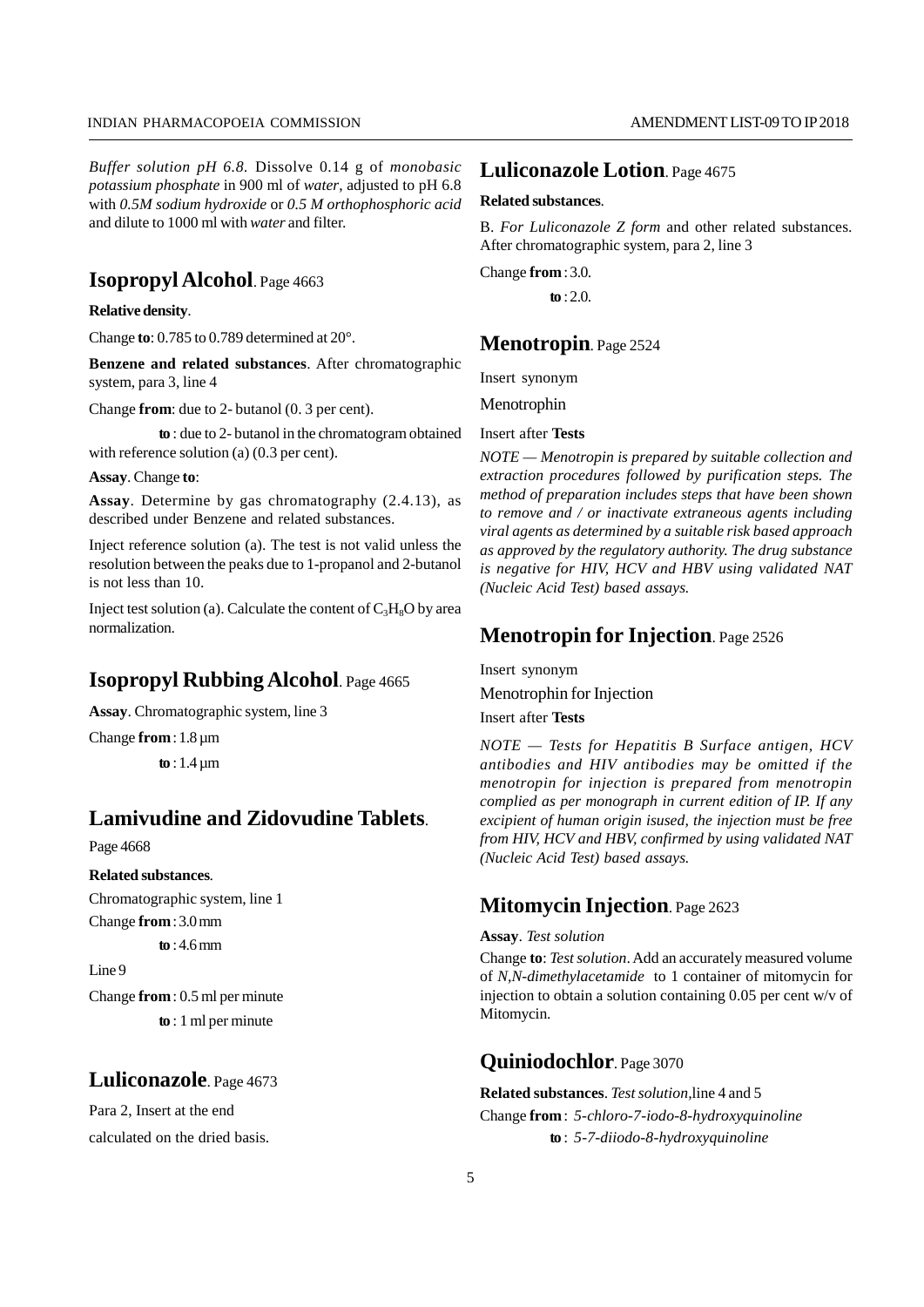*Buffer solution pH 6.8*. Dissolve 0.14 g of *monobasic potassium phosphate* in 900 ml of *water*, adjusted to pH 6.8 with *0.5M sodium hydroxide* or *0.5 M orthophosphoric acid* and dilute to 1000 ml with *water* and filter.

## Isopropyl Alcohol. Page 4663

**Relative density**.

Change **to**: 0.785 to 0.789 determined at 20°.

**Benzene and related substances**. After chromatographic system, para 3, line 4

Change **from**: due to 2- butanol (0. 3 per cent).

**to** : due to 2- butanol in the chromatogram obtained with reference solution (a) (0.3 per cent).

**Assay**. Change **to**:

**Assay**. Determine by gas chromatography (2.4.13), as described under Benzene and related substances.

Inject reference solution (a). The test is not valid unless the resolution between the peaks due to 1-propanol and 2-butanol is not less than 10.

Inject test solution (a). Calculate the content of $C_3H_8O$ by area normalization.

## Isopropyl Rubbing Alcohol. Page 4665

**Assay**. Chromatographic system, line 3

Change **from** : 1.8 µm

**to** : 1.4 µm

## Lamivudine and Zidovudine Tablets.

Page 4668

**Related substances**.

Chromatographic system, line 1

Change **from** : 3.0 mm

**to** : 4.6 mm

Line 9

Change **from** : 0.5 ml per minute

**to** : 1 ml per minute

## Luliconazole. Page 4673

Para 2, Insert at the end

calculated on the dried basis.

## Luliconazole Lotion. Page 4675

**Related substances**.

B. *For Luliconazole Z form* and other related substances. After chromatographic system, para 2, line 3

Change **from** : 3.0.

**to** : 2.0.

## Menotropin. Page 2524

Insert synonym

Menotrophin

Insert after **Tests**

*NOTE — Menotropin is prepared by suitable collection and extraction procedures followed by purification steps. The method of preparation includes steps that have been shown to remove and / or inactivate extraneous agents including viral agents as determined by a suitable risk based approach as approved by the regulatory authority. The drug substance is negative for HIV, HCV and HBV using validated NAT (Nucleic Acid Test) based assays.*

## Menotropin for Injection. Page 2526

Insert synonym

Menotrophin for Injection

Insert after **Tests**

*NOTE — Tests for Hepatitis B Surface antigen, HCV antibodies and HIV antibodies may be omitted if the menotropin for injection is prepared from menotropin complied as per monograph in current edition of IP. If any excipient of human origin isused, the injection must be free from HIV, HCV and HBV, confirmed by using validated NAT (Nucleic Acid Test) based assays.*

## Mitomycin Injection. Page 2623

**Assay**. *Test solution*

Change **to**: *Test solution*. Add an accurately measured volume of *N,N-dimethylacetamide* to 1 container of mitomycin for injection to obtain a solution containing 0.05 per cent w/v of Mitomycin.

## Quiniodochlor. Page 3070

**Related substances**. *Test solution*,line 4 and 5

Change **from** : *5-chloro-7-iodo-8-hydroxyquinoline*

**to** : *5-7-diiodo-8-hydroxyquinoline*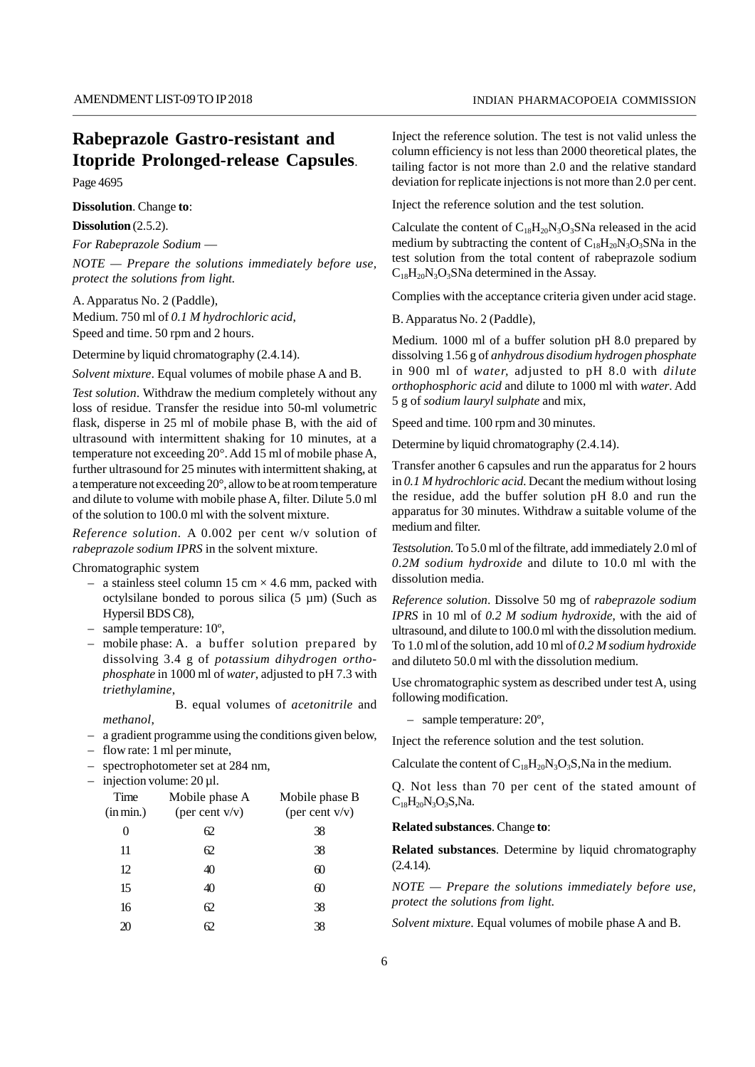## Rabeprazole Gastro-resistant and Itopride Prolonged-release Capsules.

Page 4695

**Dissolution**. Change **to**:

**Dissolution** (2.5.2).

*For Rabeprazole Sodium* —

*NOTE — Prepare the solutions immediately before use, protect the solutions from light.*

A. Apparatus No. 2 (Paddle),

Medium. 750 ml of *0.1 M hydrochloric acid*,

Speed and time. 50 rpm and 2 hours.

Determine by liquid chromatography (2.4.14).

*Solvent mixture*. Equal volumes of mobile phase A and B.

*Test solution*. Withdraw the medium completely without any loss of residue. Transfer the residue into 50-ml volumetric flask, disperse in 25 ml of mobile phase B, with the aid of ultrasound with intermittent shaking for 10 minutes, at a temperature not exceeding 20°. Add 15 ml of mobile phase A, further ultrasound for 25 minutes with intermittent shaking, at a temperature not exceeding 20°, allow to be at room temperature and dilute to volume with mobile phase A, filter. Dilute 5.0 ml of the solution to 100.0 ml with the solvent mixture.

*Reference solution*. A 0.002 per cent w/v solution of *rabeprazole sodium IPRS* in the solvent mixture.

Chromatographic system

- a stainless steel column 15 cm × 4.6 mm, packed with octylsilane bonded to porous silica (5 µm) (Such as Hypersil BDS C8),
- sample temperature: 10º,
- mobile phase: A. a buffer solution prepared by dissolving 3.4 g of *potassium dihydrogen orthophosphate* in 1000 ml of *water*, adjusted to pH 7.3 with *triethylamine*,

  B. equal volumes of *acetonitrile* and *methanol*,
- a gradient programme using the conditions given below,
- flow rate: 1 ml per minute,
- spectrophotometer set at 284 nm,
- injection volume: 20 µl.

| Time (in min.) | Mobile phase A (per cent v/v) | Mobile phase B (per cent v/v) |
|---|---|---|
| 0 | 62 | 38 |
| 11 | 62 | 38 |
| 12 | 40 | 60 |
| 15 | 40 | 60 |
| 16 | 62 | 38 |
| 20 | 62 | 38 |

Inject the reference solution. The test is not valid unless the column efficiency is not less than 2000 theoretical plates, the tailing factor is not more than 2.0 and the relative standard deviation for replicate injections is not more than 2.0 per cent.

Inject the reference solution and the test solution.

Calculate the content of $C_{18}H_{20}N_3O_3SNa$ released in the acid medium by subtracting the content of $C_{18}H_{20}N_3O_3SNa$ in the test solution from the total content of rabeprazole sodium $C_{18}H_{20}N_3O_3SNa$ determined in the Assay.

Complies with the acceptance criteria given under acid stage.

B. Apparatus No. 2 (Paddle),

Medium. 1000 ml of a buffer solution pH 8.0 prepared by dissolving 1.56 g of *anhydrous disodium hydrogen phosphate* in 900 ml of *water*, adjusted to pH 8.0 with *dilute orthophosphoric acid* and dilute to 1000 ml with *water*. Add 5 g of *sodium lauryl sulphate* and mix,

Speed and time. 100 rpm and 30 minutes.

Determine by liquid chromatography (2.4.14).

Transfer another 6 capsules and run the apparatus for 2 hours in *0.1 M hydrochloric acid*. Decant the medium without losing the residue, add the buffer solution pH 8.0 and run the apparatus for 30 minutes. Withdraw a suitable volume of the medium and filter.

*Testsolution*. To 5.0 ml of the filtrate, add immediately 2.0 ml of *0.2M sodium hydroxide* and dilute to 10.0 ml with the dissolution media.

*Reference solution*. Dissolve 50 mg of *rabeprazole sodium IPRS* in 10 ml of *0.2 M sodium hydroxide*, with the aid of ultrasound, and dilute to 100.0 ml with the dissolution medium. To 1.0 ml of the solution, add 10 ml of *0.2 M sodium hydroxide* and diluteto 50.0 ml with the dissolution medium.

Use chromatographic system as described under test A, using following modification.

- sample temperature: 20º,

Inject the reference solution and the test solution.

Calculate the content of $C_{18}H_{20}N_3O_3S$,Na in the medium.

Q. Not less than 70 per cent of the stated amount of $C_{18}H_{20}N_3O_3S$,Na.

**Related substances**. Change **to**:

**Related substances**. Determine by liquid chromatography (2.4.14).

*NOTE — Prepare the solutions immediately before use, protect the solutions from light.*

*Solvent mixture*. Equal volumes of mobile phase A and B.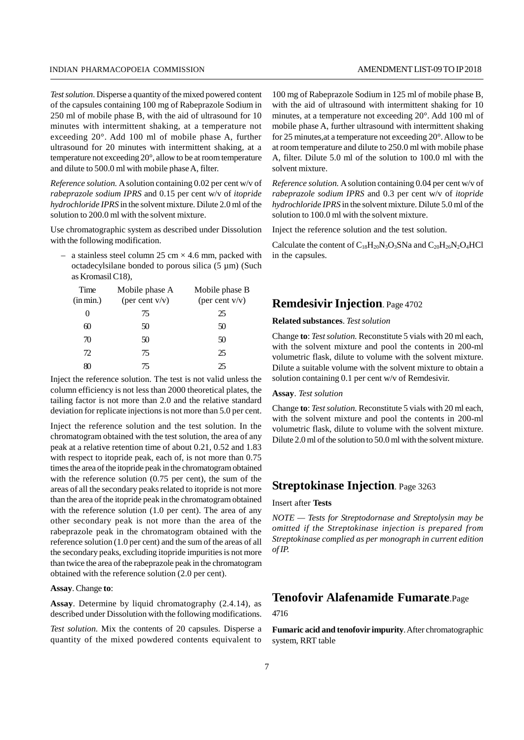*Test solution*. Disperse a quantity of the mixed powered content of the capsules containing 100 mg of Rabeprazole Sodium in 250 ml of mobile phase B, with the aid of ultrasound for 10 minutes with intermittent shaking, at a temperature not exceeding 20°. Add 100 ml of mobile phase A, further ultrasound for 20 minutes with intermittent shaking, at a temperature not exceeding 20°, allow to be at room temperature and dilute to 500.0 ml with mobile phase A, filter.

*Reference solution.* A solution containing 0.02 per cent w/v of *rabeprazole sodium IPRS* and 0.15 per cent w/v of *itopride hydrochloride IPRS* in the solvent mixture. Dilute 2.0 ml of the solution to 200.0 ml with the solvent mixture.

Use chromatographic system as described under Dissolution with the following modification.

– a stainless steel column 25 cm × 4.6 mm, packed with octadecylsilane bonded to porous silica (5 µm) (Such as Kromasil C18),

| Time (in min.) | Mobile phase A (per cent v/v) | Mobile phase B (per cent v/v) |
|---|---|---|
| 0 | 75 | 25 |
| 60 | 50 | 50 |
| 70 | 50 | 50 |
| 72 | 75 | 25 |
| 80 | 75 | 25 |

Inject the reference solution. The test is not valid unless the column efficiency is not less than 2000 theoretical plates, the tailing factor is not more than 2.0 and the relative standard deviation for replicate injections is not more than 5.0 per cent.

Inject the reference solution and the test solution. In the chromatogram obtained with the test solution, the area of any peak at a relative retention time of about 0.21, 0.52 and 1.83 with respect to itopride peak, each of, is not more than 0.75 times the area of the itopride peak in the chromatogram obtained with the reference solution (0.75 per cent), the sum of the areas of all the secondary peaks related to itopride is not more than the area of the itopride peak in the chromatogram obtained with the reference solution (1.0 per cent). The area of any other secondary peak is not more than the area of the rabeprazole peak in the chromatogram obtained with the reference solution (1.0 per cent) and the sum of the areas of all the secondary peaks, excluding itopride impurities is not more than twice the area of the rabeprazole peak in the chromatogram obtained with the reference solution (2.0 per cent).

**Assay**. Change **to**:

**Assay**. Determine by liquid chromatography (2.4.14), as described under Dissolution with the following modifications.

*Test solution.* Mix the contents of 20 capsules. Disperse a quantity of the mixed powdered contents equivalent to 100 mg of Rabeprazole Sodium in 125 ml of mobile phase B, with the aid of ultrasound with intermittent shaking for 10 minutes, at a temperature not exceeding 20°. Add 100 ml of mobile phase A, further ultrasound with intermittent shaking for 25 minutes,at a temperature not exceeding 20°. Allow to be at room temperature and dilute to 250.0 ml with mobile phase A, filter. Dilute 5.0 ml of the solution to 100.0 ml with the solvent mixture.

*Reference solution.* A solution containing 0.04 per cent w/v of *rabeprazole sodium IPRS* and 0.3 per cent w/v of *itopride hydrochloride IPRS* in the solvent mixture. Dilute 5.0 ml of the solution to 100.0 ml with the solvent mixture.

Inject the reference solution and the test solution.

Calculate the content of $C_{18}H_{20}N_3O_3SNa$ and $C_{20}H_{26}N_2O_4HCl$ in the capsules.

## Remdesivir Injection. Page 4702

**Related substances**. *Test solution*

Change **to**: *Test solution.* Reconstitute 5 vials with 20 ml each, with the solvent mixture and pool the contents in 200-ml volumetric flask, dilute to volume with the solvent mixture. Dilute a suitable volume with the solvent mixture to obtain a solution containing 0.1 per cent w/v of Remdesivir.

**Assay**. *Test solution*

Change **to**: *Test solution.* Reconstitute 5 vials with 20 ml each, with the solvent mixture and pool the contents in 200-ml volumetric flask, dilute to volume with the solvent mixture. Dilute 2.0 ml of the solution to 50.0 ml with the solvent mixture.

## Streptokinase Injection. Page 3263

Insert after **Tests**

*NOTE — Tests for Streptodornase and Streptolysin may be omitted if the Streptokinase injection is prepared from Streptokinase complied as per monograph in current edition of IP.*

## Tenofovir Alafenamide Fumarate. Page 4716

**Fumaric acid and tenofovir impurity**. After chromatographic system, RRT table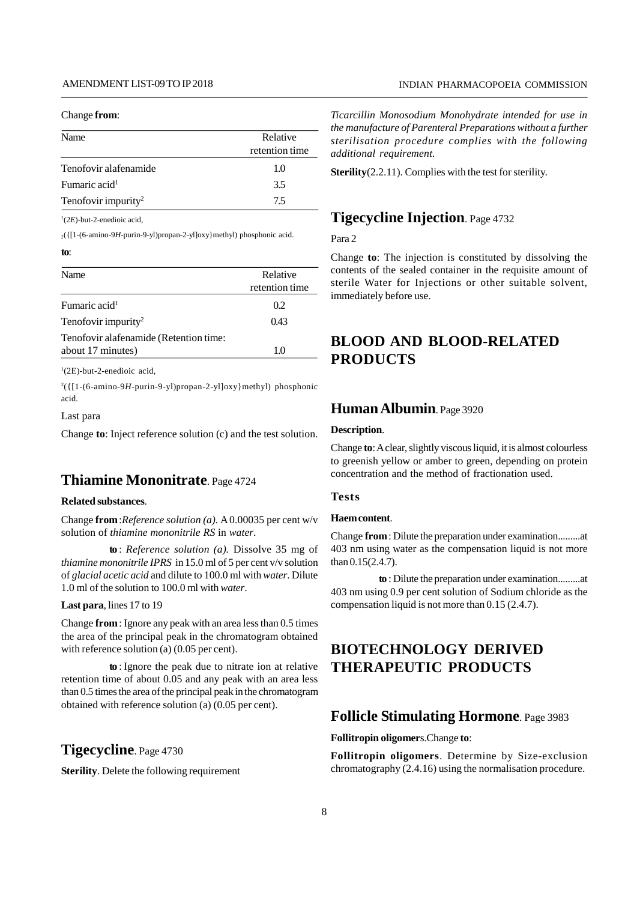Change **from**:

| Name | Relative retention time |
|---|---|
| Tenofovir alafenamide | 1.0 |
| Fumaric acid[1] | 3.5 |
| Tenofovir impurity[2] | 7.5 |

[1](2*E*)-but-2-enedioic acid,

[2]({[1-(6-amino-9*H*-purin-9-yl)propan-2-yl]oxy}methyl) phosphonic acid.

**to**:

| Name | Relative retention time |
|---|---|
| Fumaric acid[1] | 0.2 |
| Tenofovir impurity[2] | 0.43 |
| Tenofovir alafenamide (Retention time: about 17 minutes) | 1.0 |

[1](2E)-but-2-enedioic acid,

[2]({[1-(6-amino-9*H*-purin-9-yl)propan-2-yl]oxy}methyl) phosphonic acid.

Last para

Change **to**: Inject reference solution (c) and the test solution.

## Thiamine Mononitrate. Page 4724

**Related substances**.

Change **from**:*Reference solution (a).* A 0.00035 per cent w/v solution of *thiamine mononitrile RS* in *water*.

**to** : *Reference solution (a).* Dissolve 35 mg of *thiamine mononitrile IPRS* in 15.0 ml of 5 per cent v/v solution of *glacial acetic acid* and dilute to 100.0 ml with *water*. Dilute 1.0 ml of the solution to 100.0 ml with *water*.

**Last para**, lines 17 to 19

Change **from** : Ignore any peak with an area less than 0.5 times the area of the principal peak in the chromatogram obtained with reference solution (a) (0.05 per cent).

**to** : Ignore the peak due to nitrate ion at relative retention time of about 0.05 and any peak with an area less than 0.5 times the area of the principal peak in the chromatogram obtained with reference solution (a) (0.05 per cent).

## Tigecycline. Page 4730

**Sterility**. Delete the following requirement

*Ticarcillin Monosodium Monohydrate intended for use in the manufacture of Parenteral Preparations without a further sterilisation procedure complies with the following additional requirement.*

**Sterility**(2.2.11). Complies with the test for sterility.

## Tigecycline Injection. Page 4732

Para 2

Change **to**: The injection is constituted by dissolving the contents of the sealed container in the requisite amount of sterile Water for Injections or other suitable solvent, immediately before use.

# BLOOD AND BLOOD-RELATED PRODUCTS

## Human Albumin. Page 3920

**Description**.

Change **to**: A clear, slightly viscous liquid, it is almost colourless to greenish yellow or amber to green, depending on protein concentration and the method of fractionation used.

### Tests

**Haem content**.

Change **from** : Dilute the preparation under examination.........at 403 nm using water as the compensation liquid is not more than 0.15(2.4.7).

**to** : Dilute the preparation under examination.........at 403 nm using 0.9 per cent solution of Sodium chloride as the compensation liquid is not more than 0.15 (2.4.7).

# BIOTECHNOLOGY DERIVED THERAPEUTIC PRODUCTS

## Follicle Stimulating Hormone. Page 3983

**Follitropin oligomer**s.Change **to**:

**Follitropin oligomers**. Determine by Size-exclusion chromatography (2.4.16) using the normalisation procedure.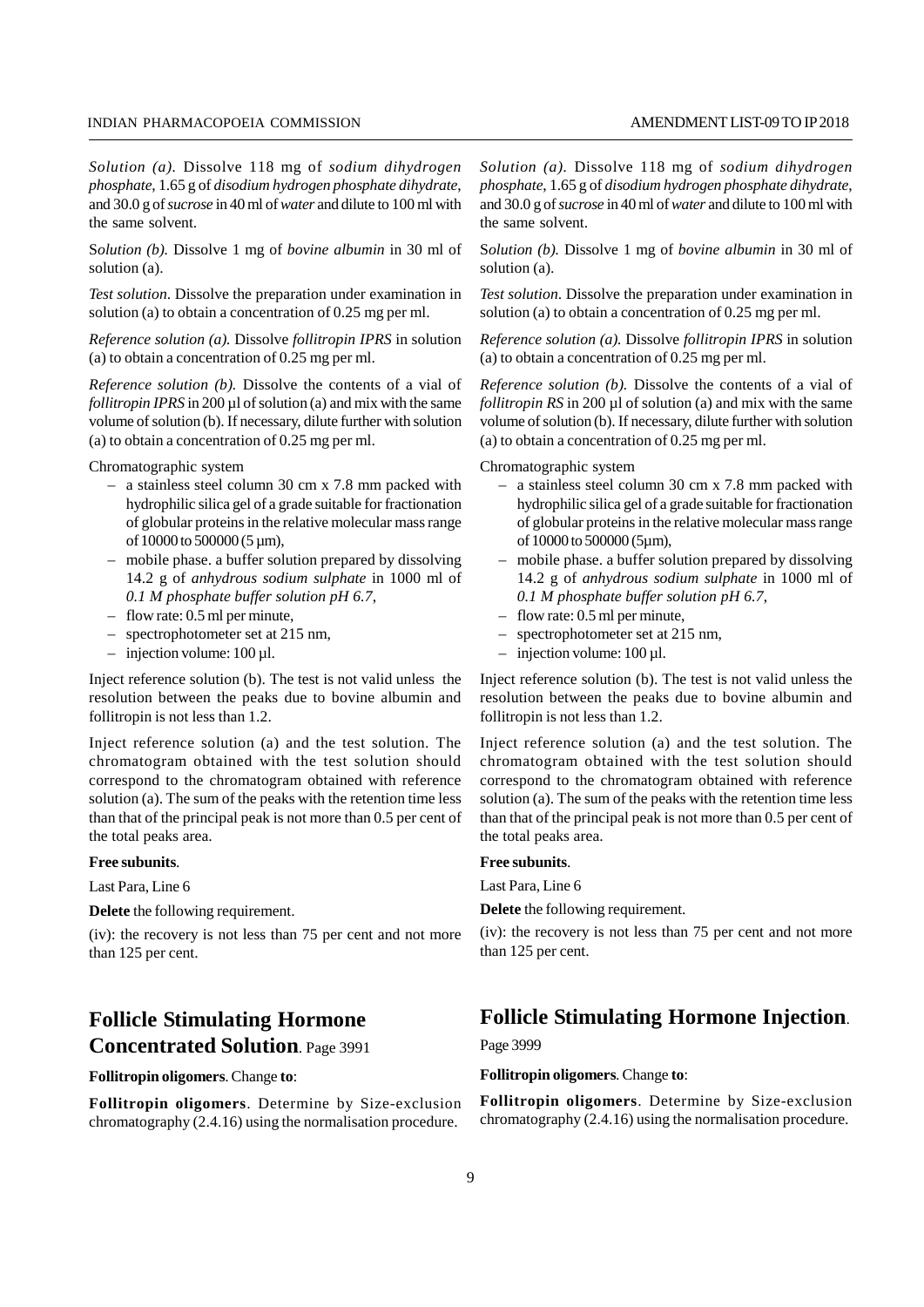*Solution (a).* Dissolve 118 mg of *sodium dihydrogen phosphate*, 1.65 g of *disodium hydrogen phosphate dihydrate*, and 30.0 g of *sucrose* in 40 ml of *water* and dilute to 100 ml with the same solvent.

S*olution (b).* Dissolve 1 mg of *bovine albumin* in 30 ml of solution (a).

*Test solution.* Dissolve the preparation under examination in solution (a) to obtain a concentration of 0.25 mg per ml.

*Reference solution (a).* Dissolve *follitropin IPRS* in solution (a) to obtain a concentration of 0.25 mg per ml.

*Reference solution (b).* Dissolve the contents of a vial of *follitropin IPRS* in 200 µl of solution (a) and mix with the same volume of solution (b). If necessary, dilute further with solution (a) to obtain a concentration of 0.25 mg per ml.

Chromatographic system

- a stainless steel column 30 cm x 7.8 mm packed with hydrophilic silica gel of a grade suitable for fractionation of globular proteins in the relative molecular mass range of 10000 to 500000 (5 µm),
- mobile phase. a buffer solution prepared by dissolving 14.2 g of *anhydrous sodium sulphate* in 1000 ml of *0.1 M phosphate buffer solution pH 6.7,*
- flow rate: 0.5 ml per minute,
- spectrophotometer set at 215 nm,
- injection volume: 100 µl.

Inject reference solution (b). The test is not valid unless the resolution between the peaks due to bovine albumin and follitropin is not less than 1.2.

Inject reference solution (a) and the test solution. The chromatogram obtained with the test solution should correspond to the chromatogram obtained with reference solution (a). The sum of the peaks with the retention time less than that of the principal peak is not more than 0.5 per cent of the total peaks area.

**Free subunits**.

Last Para, Line 6

**Delete** the following requirement.

(iv): the recovery is not less than 75 per cent and not more than 125 per cent.

## Follicle Stimulating Hormone Concentrated Solution. Page 3991

**Follitropin oligomers**. Change **to**:

**Follitropin oligomers**. Determine by Size-exclusion chromatography (2.4.16) using the normalisation procedure.

*Solution (a).* Dissolve 118 mg of *sodium dihydrogen phosphate*, 1.65 g of *disodium hydrogen phosphate dihydrate*, and 30.0 g of *sucrose* in 40 ml of *water* and dilute to 100 ml with the same solvent.

S*olution (b).* Dissolve 1 mg of *bovine albumin* in 30 ml of solution (a).

*Test solution.* Dissolve the preparation under examination in solution (a) to obtain a concentration of 0.25 mg per ml.

*Reference solution (a).* Dissolve *follitropin IPRS* in solution (a) to obtain a concentration of 0.25 mg per ml.

*Reference solution (b).* Dissolve the contents of a vial of *follitropin RS* in 200 µl of solution (a) and mix with the same volume of solution (b). If necessary, dilute further with solution (a) to obtain a concentration of 0.25 mg per ml.

Chromatographic system

- a stainless steel column 30 cm x 7.8 mm packed with hydrophilic silica gel of a grade suitable for fractionation of globular proteins in the relative molecular mass range of 10000 to 500000 (5µm),
- mobile phase. a buffer solution prepared by dissolving 14.2 g of *anhydrous sodium sulphate* in 1000 ml of *0.1 M phosphate buffer solution pH 6.7,*
- flow rate: 0.5 ml per minute,
- spectrophotometer set at 215 nm,
- injection volume: 100 µl.

Inject reference solution (b). The test is not valid unless the resolution between the peaks due to bovine albumin and follitropin is not less than 1.2.

Inject reference solution (a) and the test solution. The chromatogram obtained with the test solution should correspond to the chromatogram obtained with reference solution (a). The sum of the peaks with the retention time less than that of the principal peak is not more than 0.5 per cent of the total peaks area.

**Free subunits**.

Last Para, Line 6

**Delete** the following requirement.

(iv): the recovery is not less than 75 per cent and not more than 125 per cent.

## Follicle Stimulating Hormone Injection.

Page 3999

**Follitropin oligomers**. Change **to**:

**Follitropin oligomers**. Determine by Size-exclusion chromatography (2.4.16) using the normalisation procedure.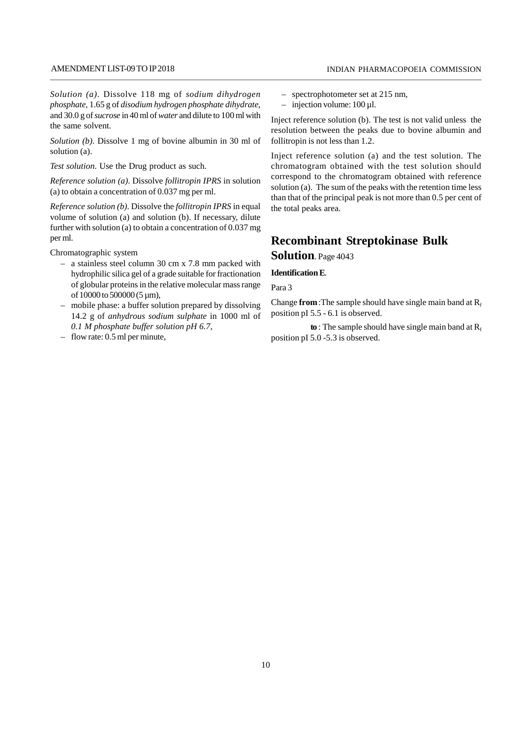*Solution (a)*. Dissolve 118 mg of *sodium dihydrogen phosphate*, 1.65 g of *disodium hydrogen phosphate dihydrate*, and 30.0 g of *sucrose* in 40 ml of *water* and dilute to 100 ml with the same solvent.

*Solution (b)*. Dissolve 1 mg of bovine albumin in 30 ml of solution (a).

*Test solution.* Use the Drug product as such.

*Reference solution (a)*. Dissolve *follitropin IPRS* in solution (a) to obtain a concentration of 0.037 mg per ml.

*Reference solution (b)*. Dissolve the *follitropin IPRS* in equal volume of solution (a) and solution (b). If necessary, dilute further with solution (a) to obtain a concentration of 0.037 mg per ml.

Chromatographic system

- a stainless steel column 30 cm x 7.8 mm packed with hydrophilic silica gel of a grade suitable for fractionation of globular proteins in the relative molecular mass range of 10000 to 500000 (5 µm),
- mobile phase: a buffer solution prepared by dissolving 14.2 g of *anhydrous sodium sulphate* in 1000 ml of *0.1 M phosphate buffer solution pH 6.7*,
- flow rate: 0.5 ml per minute,
- spectrophotometer set at 215 nm,
- injection volume: 100 µl.

Inject reference solution (b). The test is not valid unless the resolution between the peaks due to bovine albumin and follitropin is not less than 1.2.

Inject reference solution (a) and the test solution. The chromatogram obtained with the test solution should correspond to the chromatogram obtained with reference solution (a). The sum of the peaks with the retention time less than that of the principal peak is not more than 0.5 per cent of the total peaks area.

## Recombinant Streptokinase Bulk Solution. Page 4043

**Identification E**.

Para 3

Change **from** :The sample should have single main band at $R_f$ position pI 5.5 - 6.1 is observed.

**to** : The sample should have single main band at $R_f$ position pI 5.0 -5.3 is observed.